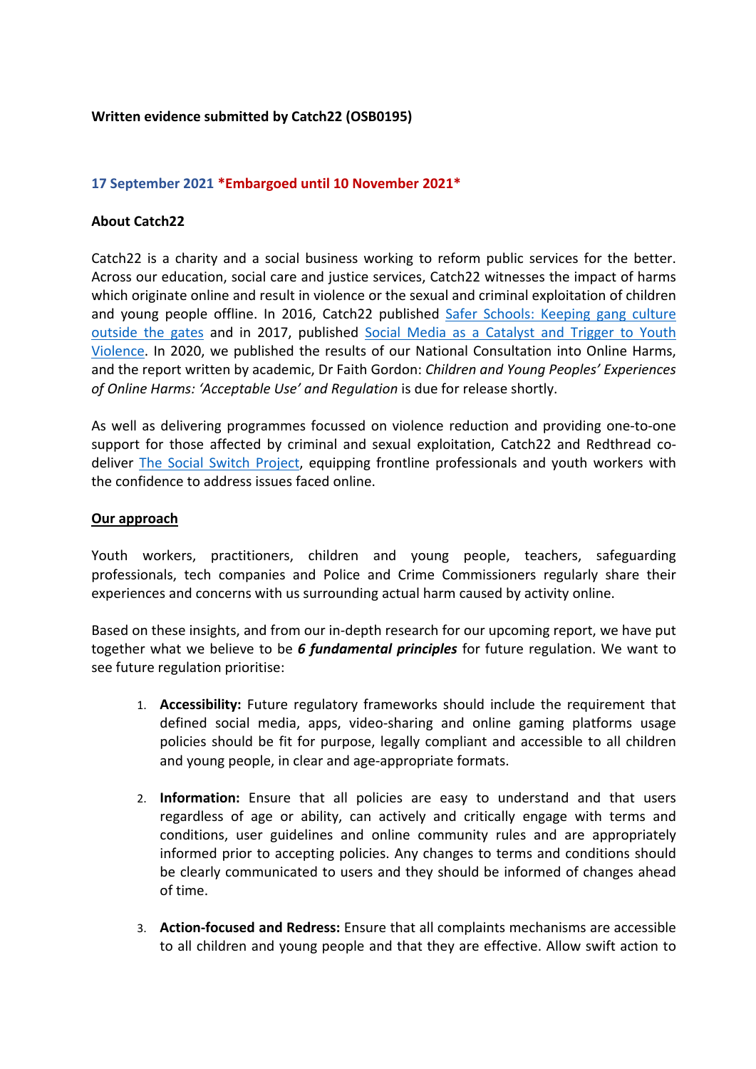**Written evidence submitted by Catch22 (OSB0195)**

**17 September 2021** ***Embargoed until 10 November 2021***

**About Catch22**

Catch22 is a charity and a social business working to reform public services for the better. Across our education, social care and justice services, Catch22 witnesses the impact of harms which originate online and result in violence or the sexual and criminal exploitation of children and young people offline. In 2016, Catch22 published Safer Schools: Keeping gang culture outside the gates and in 2017, published Social Media as a Catalyst and Trigger to Youth Violence. In 2020, we published the results of our National Consultation into Online Harms, and the report written by academic, Dr Faith Gordon: *Children and Young Peoples' Experiences of Online Harms: 'Acceptable Use' and Regulation* is due for release shortly.

As well as delivering programmes focussed on violence reduction and providing one-to-one support for those affected by criminal and sexual exploitation, Catch22 and Redthread co-deliver The Social Switch Project, equipping frontline professionals and youth workers with the confidence to address issues faced online.

**Our approach**

Youth workers, practitioners, children and young people, teachers, safeguarding professionals, tech companies and Police and Crime Commissioners regularly share their experiences and concerns with us surrounding actual harm caused by activity online.

Based on these insights, and from our in-depth research for our upcoming report, we have put together what we believe to be ***6 fundamental principles*** for future regulation. We want to see future regulation prioritise:

1. **Accessibility:** Future regulatory frameworks should include the requirement that defined social media, apps, video-sharing and online gaming platforms usage policies should be fit for purpose, legally compliant and accessible to all children and young people, in clear and age-appropriate formats.

2. **Information:** Ensure that all policies are easy to understand and that users regardless of age or ability, can actively and critically engage with terms and conditions, user guidelines and online community rules and are appropriately informed prior to accepting policies. Any changes to terms and conditions should be clearly communicated to users and they should be informed of changes ahead of time.

3. **Action-focused and Redress:** Ensure that all complaints mechanisms are accessible to all children and young people and that they are effective. Allow swift action to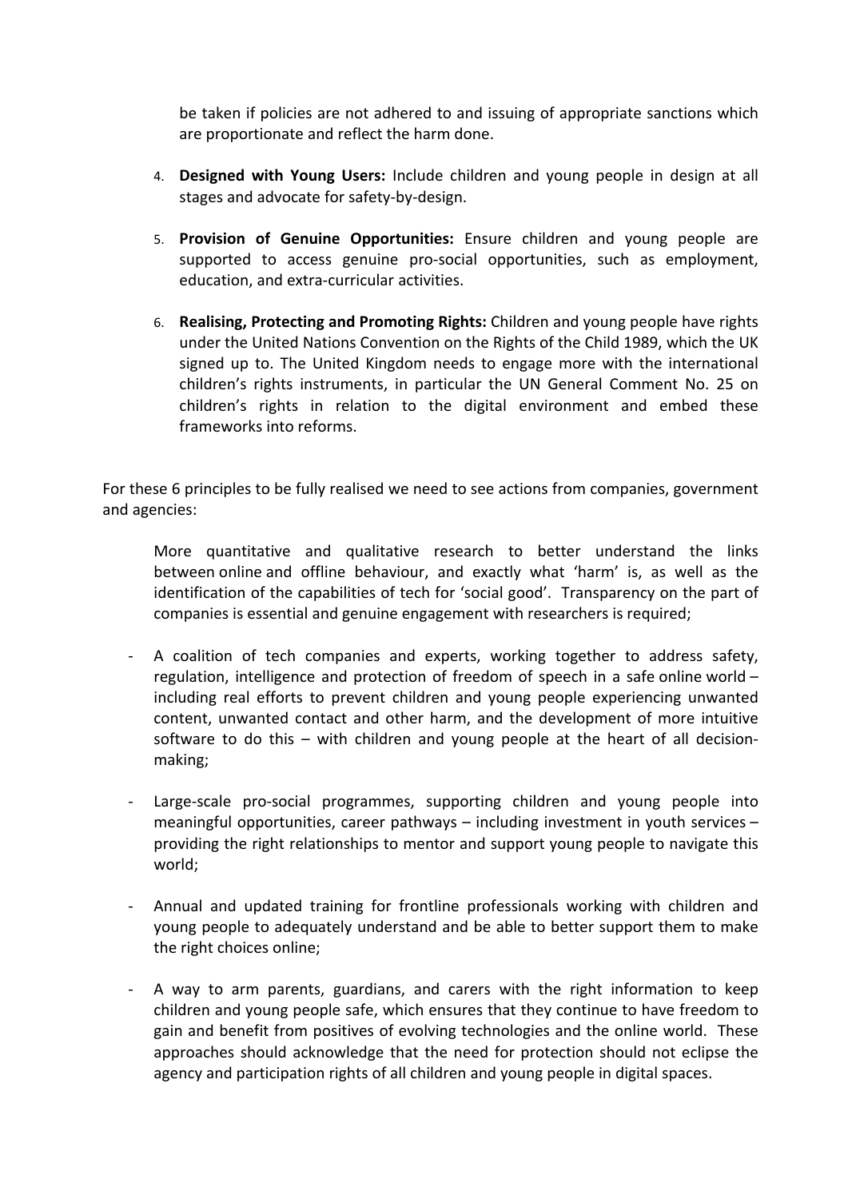be taken if policies are not adhered to and issuing of appropriate sanctions which are proportionate and reflect the harm done.

4. **Designed with Young Users:** Include children and young people in design at all stages and advocate for safety-by-design.

5. **Provision of Genuine Opportunities:** Ensure children and young people are supported to access genuine pro-social opportunities, such as employment, education, and extra-curricular activities.

6. **Realising, Protecting and Promoting Rights:** Children and young people have rights under the United Nations Convention on the Rights of the Child 1989, which the UK signed up to. The United Kingdom needs to engage more with the international children's rights instruments, in particular the UN General Comment No. 25 on children's rights in relation to the digital environment and embed these frameworks into reforms.

For these 6 principles to be fully realised we need to see actions from companies, government and agencies:

More quantitative and qualitative research to better understand the links between online and offline behaviour, and exactly what 'harm' is, as well as the identification of the capabilities of tech for 'social good'. Transparency on the part of companies is essential and genuine engagement with researchers is required;

- A coalition of tech companies and experts, working together to address safety, regulation, intelligence and protection of freedom of speech in a safe online world – including real efforts to prevent children and young people experiencing unwanted content, unwanted contact and other harm, and the development of more intuitive software to do this – with children and young people at the heart of all decision-making;

- Large-scale pro-social programmes, supporting children and young people into meaningful opportunities, career pathways – including investment in youth services – providing the right relationships to mentor and support young people to navigate this world;

- Annual and updated training for frontline professionals working with children and young people to adequately understand and be able to better support them to make the right choices online;

- A way to arm parents, guardians, and carers with the right information to keep children and young people safe, which ensures that they continue to have freedom to gain and benefit from positives of evolving technologies and the online world. These approaches should acknowledge that the need for protection should not eclipse the agency and participation rights of all children and young people in digital spaces.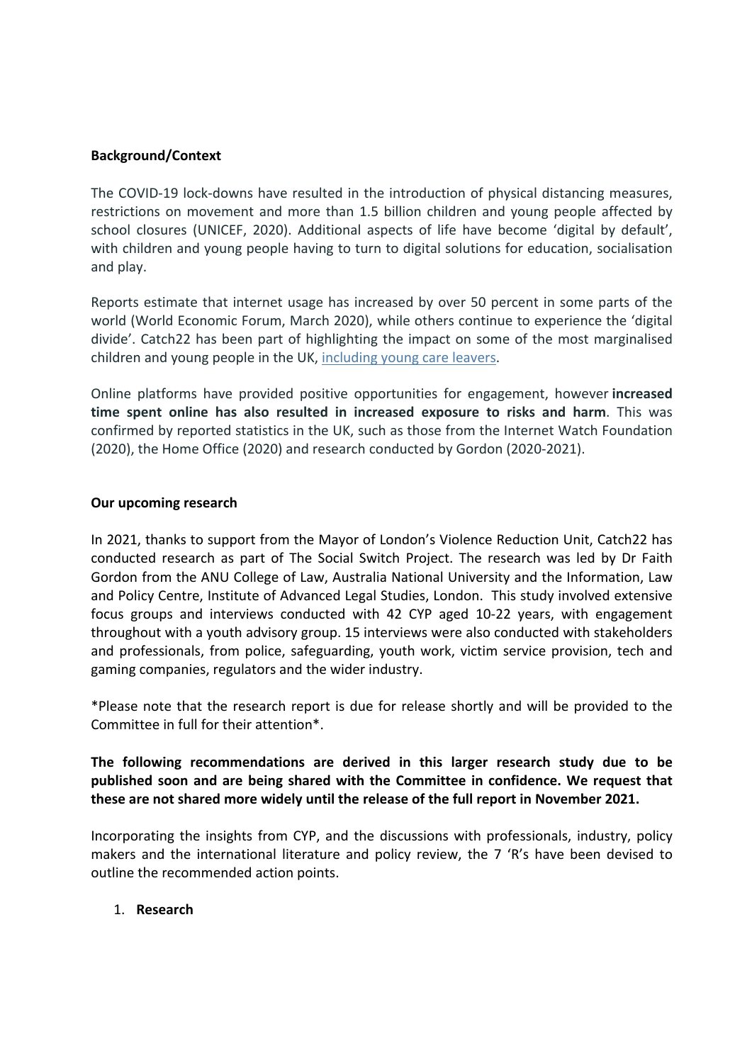**Background/Context**

The COVID-19 lock-downs have resulted in the introduction of physical distancing measures, restrictions on movement and more than 1.5 billion children and young people affected by school closures (UNICEF, 2020). Additional aspects of life have become 'digital by default', with children and young people having to turn to digital solutions for education, socialisation and play.

Reports estimate that internet usage has increased by over 50 percent in some parts of the world (World Economic Forum, March 2020), while others continue to experience the 'digital divide'. Catch22 has been part of highlighting the impact on some of the most marginalised children and young people in the UK, including young care leavers.

Online platforms have provided positive opportunities for engagement, however **increased time spent online has also resulted in increased exposure to risks and harm**. This was confirmed by reported statistics in the UK, such as those from the Internet Watch Foundation (2020), the Home Office (2020) and research conducted by Gordon (2020-2021).

**Our upcoming research**

In 2021, thanks to support from the Mayor of London's Violence Reduction Unit, Catch22 has conducted research as part of The Social Switch Project. The research was led by Dr Faith Gordon from the ANU College of Law, Australia National University and the Information, Law and Policy Centre, Institute of Advanced Legal Studies, London. This study involved extensive focus groups and interviews conducted with 42 CYP aged 10-22 years, with engagement throughout with a youth advisory group. 15 interviews were also conducted with stakeholders and professionals, from police, safeguarding, youth work, victim service provision, tech and gaming companies, regulators and the wider industry.

*Please note that the research report is due for release shortly and will be provided to the Committee in full for their attention*.

**The following recommendations are derived in this larger research study due to be published soon and are being shared with the Committee in confidence. We request that these are not shared more widely until the release of the full report in November 2021.**

Incorporating the insights from CYP, and the discussions with professionals, industry, policy makers and the international literature and policy review, the 7 'R's have been devised to outline the recommended action points.

1. **Research**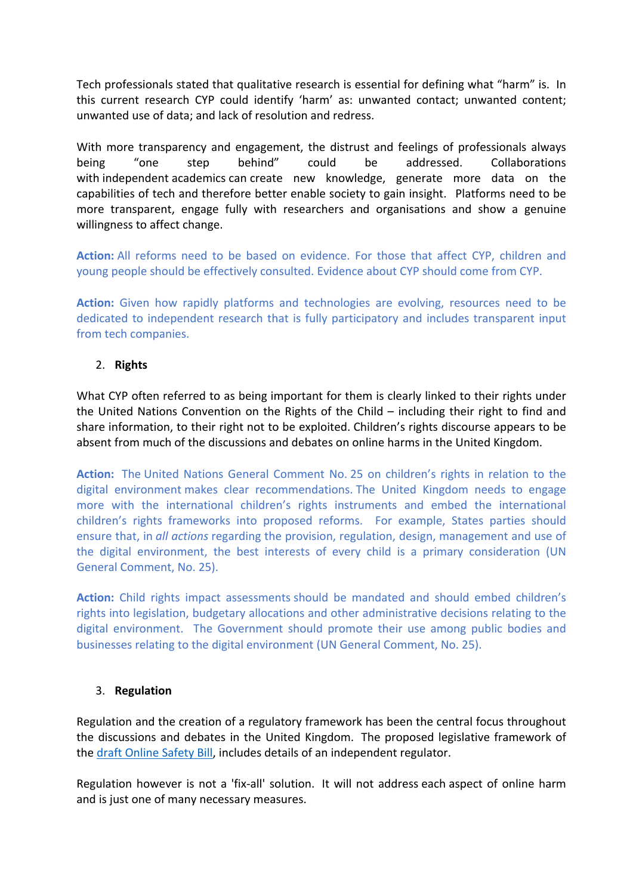Tech professionals stated that qualitative research is essential for defining what "harm" is. In this current research CYP could identify 'harm' as: unwanted contact; unwanted content; unwanted use of data; and lack of resolution and redress.

With more transparency and engagement, the distrust and feelings of professionals always being "one step behind" could be addressed. Collaborations with independent academics can create new knowledge, generate more data on the capabilities of tech and therefore better enable society to gain insight. Platforms need to be more transparent, engage fully with researchers and organisations and show a genuine willingness to affect change.

**Action:** All reforms need to be based on evidence. For those that affect CYP, children and young people should be effectively consulted. Evidence about CYP should come from CYP.

**Action:** Given how rapidly platforms and technologies are evolving, resources need to be dedicated to independent research that is fully participatory and includes transparent input from tech companies.

2. **Rights**

What CYP often referred to as being important for them is clearly linked to their rights under the United Nations Convention on the Rights of the Child – including their right to find and share information, to their right not to be exploited. Children's rights discourse appears to be absent from much of the discussions and debates on online harms in the United Kingdom.

**Action:** The United Nations General Comment No. 25 on children's rights in relation to the digital environment makes clear recommendations. The United Kingdom needs to engage more with the international children's rights instruments and embed the international children's rights frameworks into proposed reforms. For example, States parties should ensure that, in *all actions* regarding the provision, regulation, design, management and use of the digital environment, the best interests of every child is a primary consideration (UN General Comment, No. 25).

**Action:** Child rights impact assessments should be mandated and should embed children's rights into legislation, budgetary allocations and other administrative decisions relating to the digital environment. The Government should promote their use among public bodies and businesses relating to the digital environment (UN General Comment, No. 25).

3. **Regulation**

Regulation and the creation of a regulatory framework has been the central focus throughout the discussions and debates in the United Kingdom. The proposed legislative framework of the draft Online Safety Bill, includes details of an independent regulator.

Regulation however is not a 'fix-all' solution. It will not address each aspect of online harm and is just one of many necessary measures.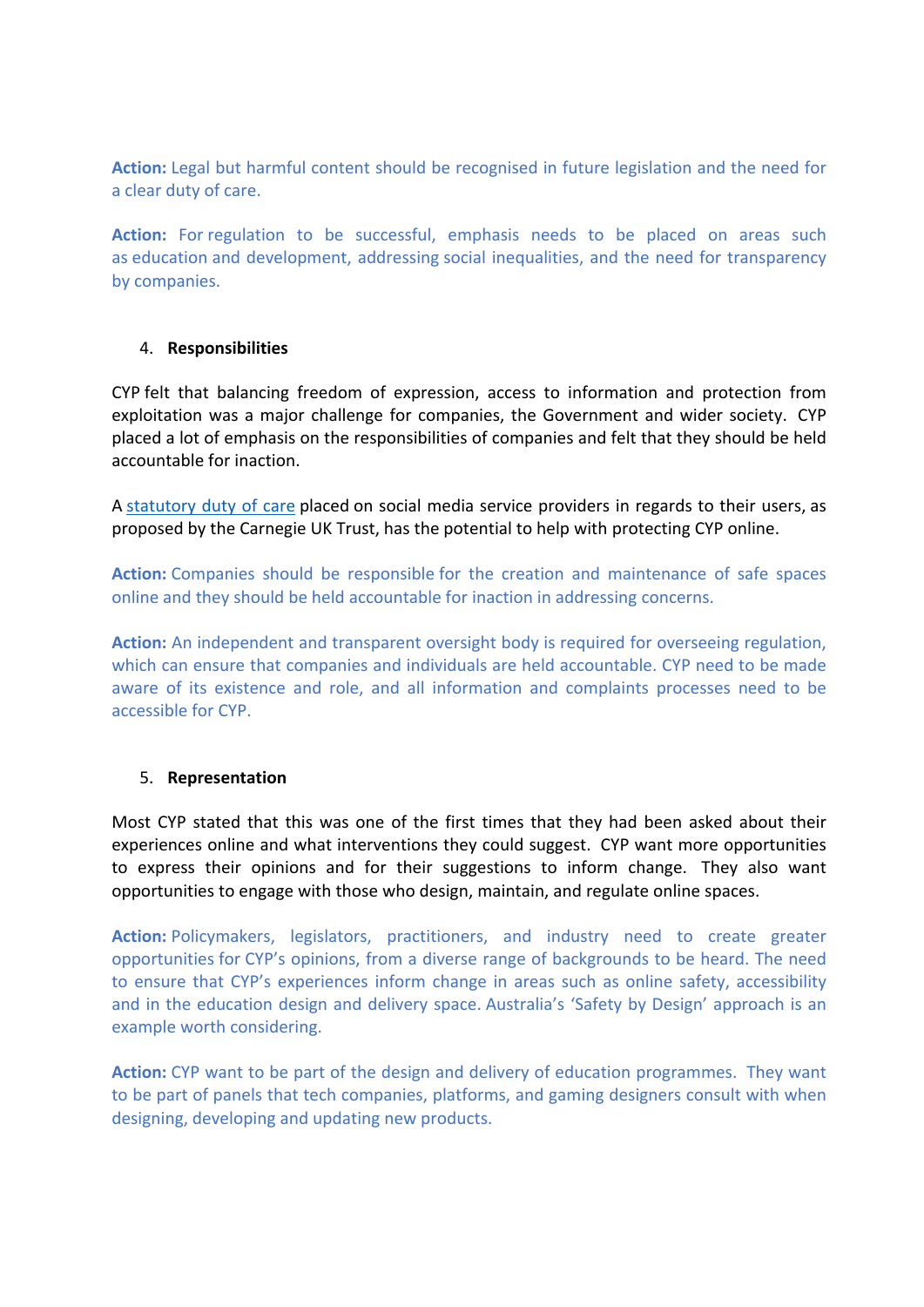**Action:** Legal but harmful content should be recognised in future legislation and the need for a clear duty of care.

**Action:** For regulation to be successful, emphasis needs to be placed on areas such as education and development, addressing social inequalities, and the need for transparency by companies.

4. **Responsibilities**

CYP felt that balancing freedom of expression, access to information and protection from exploitation was a major challenge for companies, the Government and wider society. CYP placed a lot of emphasis on the responsibilities of companies and felt that they should be held accountable for inaction.

A statutory duty of care placed on social media service providers in regards to their users, as proposed by the Carnegie UK Trust, has the potential to help with protecting CYP online.

**Action:** Companies should be responsible for the creation and maintenance of safe spaces online and they should be held accountable for inaction in addressing concerns.

**Action:** An independent and transparent oversight body is required for overseeing regulation, which can ensure that companies and individuals are held accountable. CYP need to be made aware of its existence and role, and all information and complaints processes need to be accessible for CYP.

5. **Representation**

Most CYP stated that this was one of the first times that they had been asked about their experiences online and what interventions they could suggest. CYP want more opportunities to express their opinions and for their suggestions to inform change. They also want opportunities to engage with those who design, maintain, and regulate online spaces.

**Action:** Policymakers, legislators, practitioners, and industry need to create greater opportunities for CYP's opinions, from a diverse range of backgrounds to be heard. The need to ensure that CYP's experiences inform change in areas such as online safety, accessibility and in the education design and delivery space. Australia's 'Safety by Design' approach is an example worth considering.

**Action:** CYP want to be part of the design and delivery of education programmes. They want to be part of panels that tech companies, platforms, and gaming designers consult with when designing, developing and updating new products.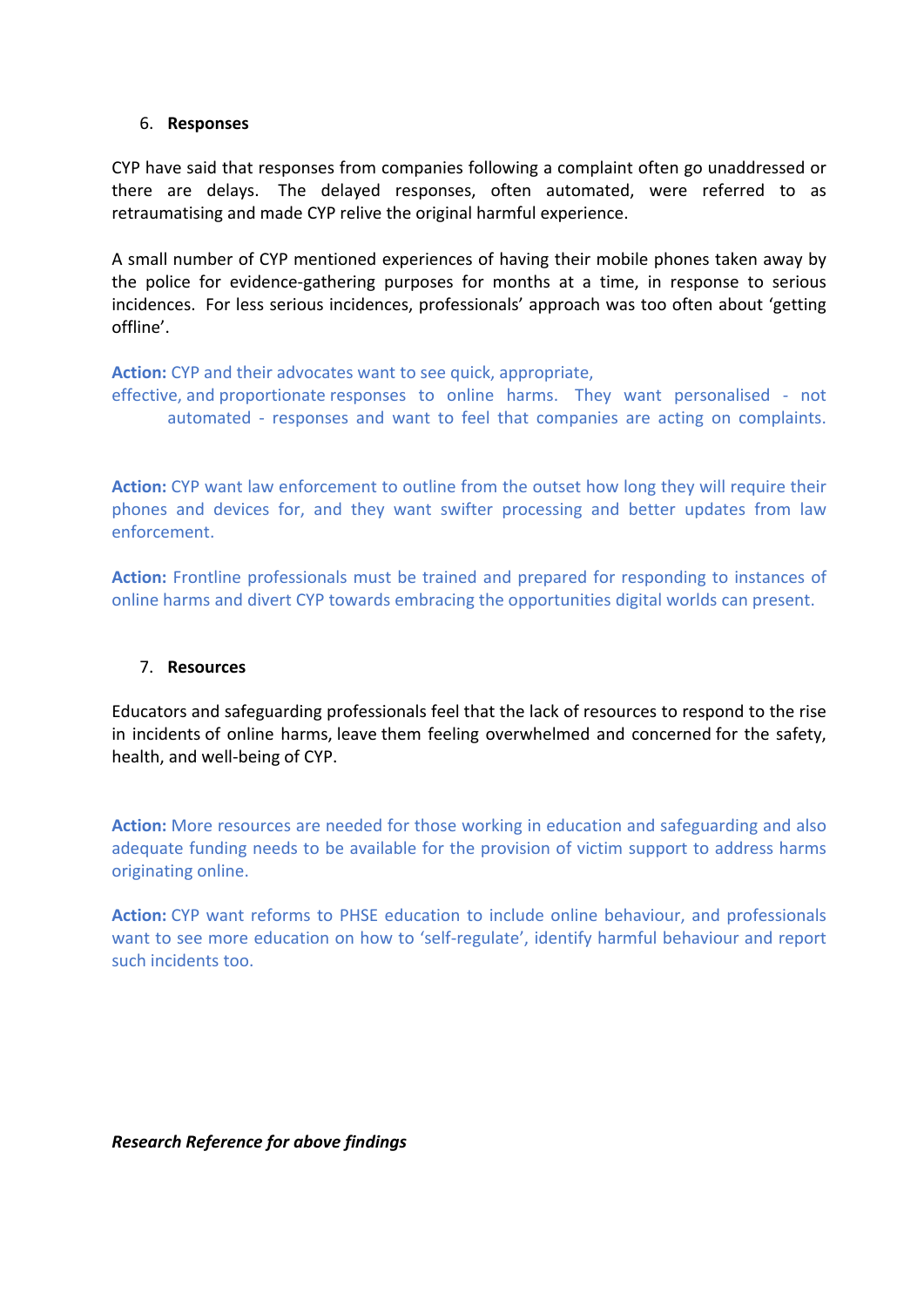6. **Responses**

CYP have said that responses from companies following a complaint often go unaddressed or there are delays. The delayed responses, often automated, were referred to as retraumatising and made CYP relive the original harmful experience.

A small number of CYP mentioned experiences of having their mobile phones taken away by the police for evidence-gathering purposes for months at a time, in response to serious incidences. For less serious incidences, professionals' approach was too often about 'getting offline'.

**Action:** CYP and their advocates want to see quick, appropriate, effective, and proportionate responses to online harms. They want personalised - not automated - responses and want to feel that companies are acting on complaints.

**Action:** CYP want law enforcement to outline from the outset how long they will require their phones and devices for, and they want swifter processing and better updates from law enforcement.

**Action:** Frontline professionals must be trained and prepared for responding to instances of online harms and divert CYP towards embracing the opportunities digital worlds can present.

7. **Resources**

Educators and safeguarding professionals feel that the lack of resources to respond to the rise in incidents of online harms, leave them feeling overwhelmed and concerned for the safety, health, and well-being of CYP.

**Action:** More resources are needed for those working in education and safeguarding and also adequate funding needs to be available for the provision of victim support to address harms originating online.

**Action:** CYP want reforms to PHSE education to include online behaviour, and professionals want to see more education on how to 'self-regulate', identify harmful behaviour and report such incidents too.

***Research Reference for above findings***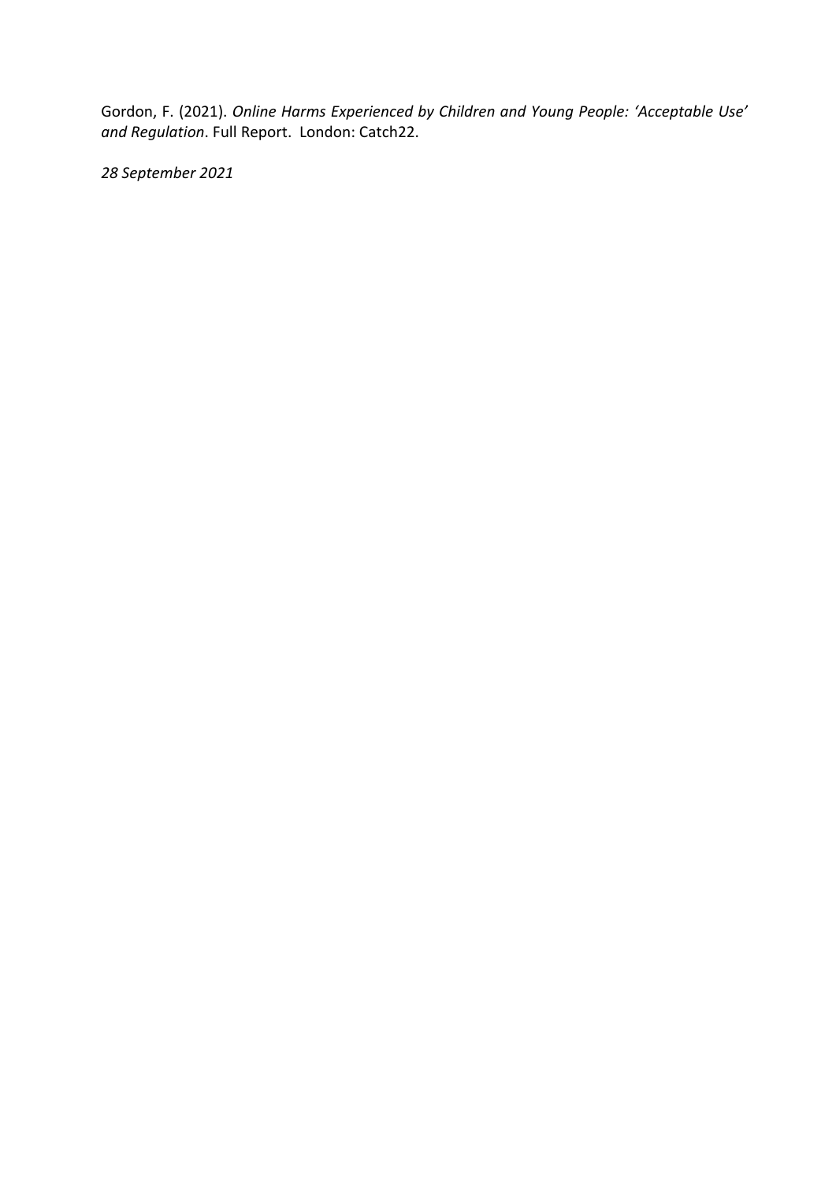Gordon, F. (2021). *Online Harms Experienced by Children and Young People: 'Acceptable Use' and Regulation*. Full Report. London: Catch22.

*28 September 2021*